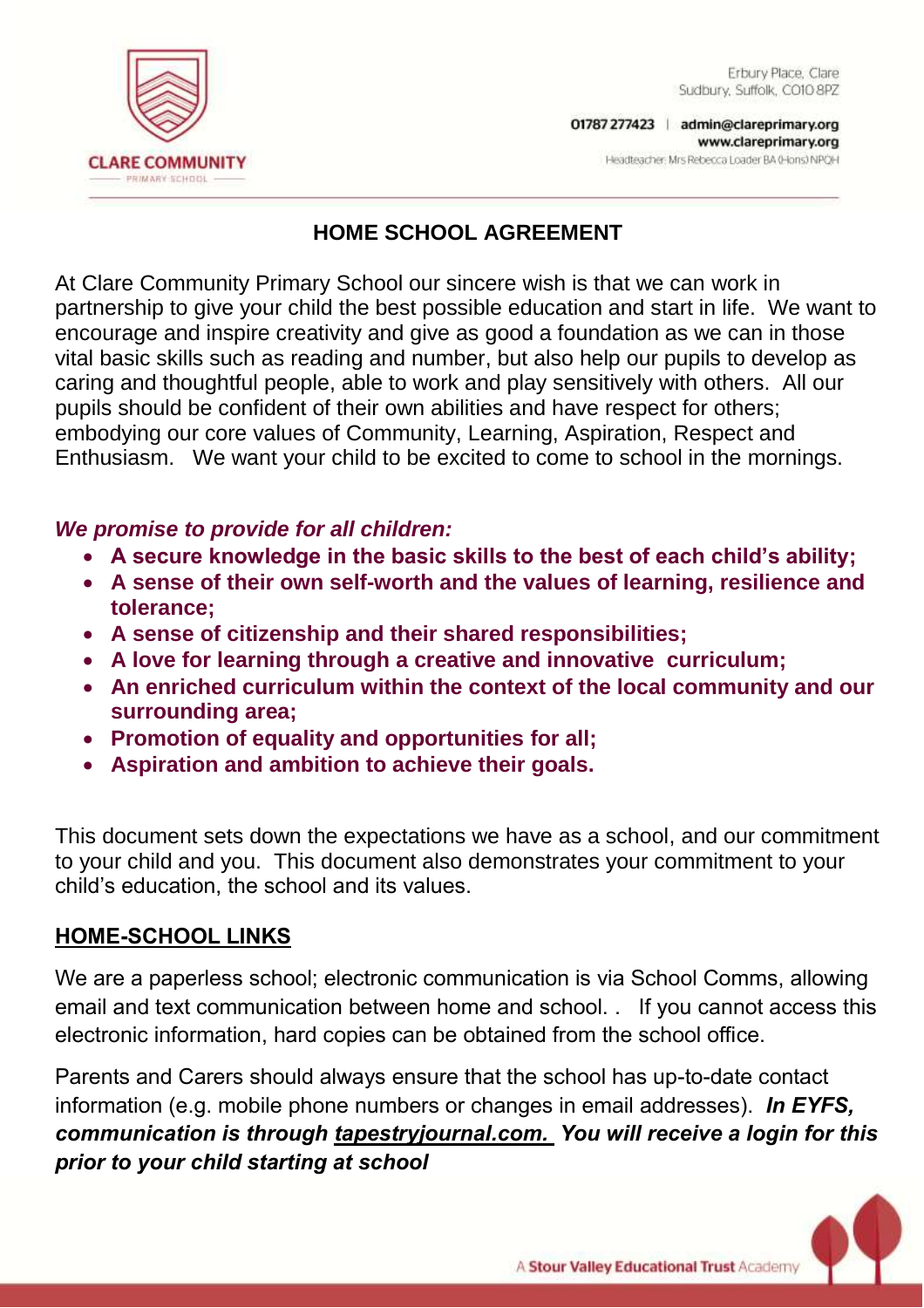CLARE COMMUNITY
PRIMARY SCHOOL

Erbury Place, Clare
Sudbury, Suffolk, CO10 8PZ

01787 277423 | admin@clareprimary.org
www.clareprimary.org
Headteacher: Mrs Rebecca Loader BA (Hons) NPQH

# HOME SCHOOL AGREEMENT

At Clare Community Primary School our sincere wish is that we can work in partnership to give your child the best possible education and start in life. We want to encourage and inspire creativity and give as good a foundation as we can in those vital basic skills such as reading and number, but also help our pupils to develop as caring and thoughtful people, able to work and play sensitively with others. All our pupils should be confident of their own abilities and have respect for others; embodying our core values of Community, Learning, Aspiration, Respect and Enthusiasm. We want your child to be excited to come to school in the mornings.

***We promise to provide for all children:***

- **A secure knowledge in the basic skills to the best of each child's ability;**
- **A sense of their own self-worth and the values of learning, resilience and tolerance;**
- **A sense of citizenship and their shared responsibilities;**
- **A love for learning through a creative and innovative curriculum;**
- **An enriched curriculum within the context of the local community and our surrounding area;**
- **Promotion of equality and opportunities for all;**
- **Aspiration and ambition to achieve their goals.**

This document sets down the expectations we have as a school, and our commitment to your child and you. This document also demonstrates your commitment to your child's education, the school and its values.

## HOME-SCHOOL LINKS

We are a paperless school; electronic communication is via School Comms, allowing email and text communication between home and school. . If you cannot access this electronic information, hard copies can be obtained from the school office.

Parents and Carers should always ensure that the school has up-to-date contact information (e.g. mobile phone numbers or changes in email addresses). ***In EYFS, communication is through tapestryjournal.com. You will receive a login for this prior to your child starting at school***

A Stour Valley Educational Trust Academy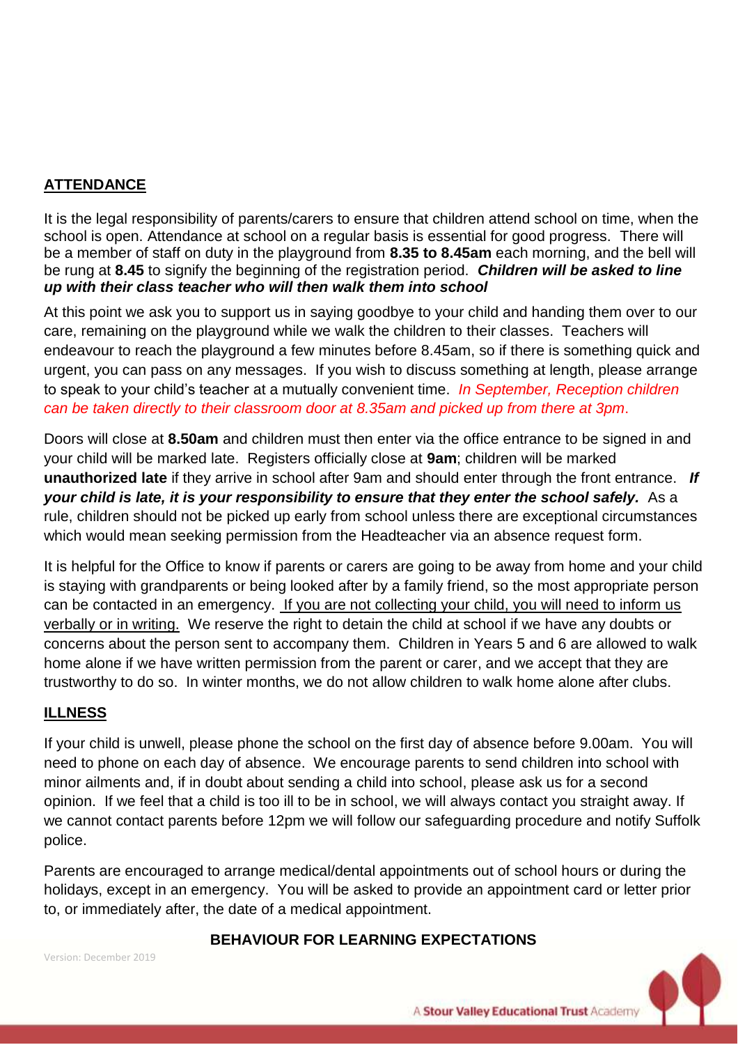## ATTENDANCE

It is the legal responsibility of parents/carers to ensure that children attend school on time, when the school is open. Attendance at school on a regular basis is essential for good progress. There will be a member of staff on duty in the playground from **8.35 to 8.45am** each morning, and the bell will be rung at **8.45** to signify the beginning of the registration period. ***Children will be asked to line up with their class teacher who will then walk them into school***

At this point we ask you to support us in saying goodbye to your child and handing them over to our care, remaining on the playground while we walk the children to their classes. Teachers will endeavour to reach the playground a few minutes before 8.45am, so if there is something quick and urgent, you can pass on any messages. If you wish to discuss something at length, please arrange to speak to your child's teacher at a mutually convenient time. *In September, Reception children can be taken directly to their classroom door at 8.35am and picked up from there at 3pm*.

Doors will close at **8.50am** and children must then enter via the office entrance to be signed in and your child will be marked late. Registers officially close at **9am**; children will be marked **unauthorized late** if they arrive in school after 9am and should enter through the front entrance. ***If your child is late, it is your responsibility to ensure that they enter the school safely.*** As a rule, children should not be picked up early from school unless there are exceptional circumstances which would mean seeking permission from the Headteacher via an absence request form.

It is helpful for the Office to know if parents or carers are going to be away from home and your child is staying with grandparents or being looked after by a family friend, so the most appropriate person can be contacted in an emergency. If you are not collecting your child, you will need to inform us verbally or in writing. We reserve the right to detain the child at school if we have any doubts or concerns about the person sent to accompany them. Children in Years 5 and 6 are allowed to walk home alone if we have written permission from the parent or carer, and we accept that they are trustworthy to do so. In winter months, we do not allow children to walk home alone after clubs.

## ILLNESS

If your child is unwell, please phone the school on the first day of absence before 9.00am. You will need to phone on each day of absence. We encourage parents to send children into school with minor ailments and, if in doubt about sending a child into school, please ask us for a second opinion. If we feel that a child is too ill to be in school, we will always contact you straight away. If we cannot contact parents before 12pm we will follow our safeguarding procedure and notify Suffolk police.

Parents are encouraged to arrange medical/dental appointments out of school hours or during the holidays, except in an emergency. You will be asked to provide an appointment card or letter prior to, or immediately after, the date of a medical appointment.

## BEHAVIOUR FOR LEARNING EXPECTATIONS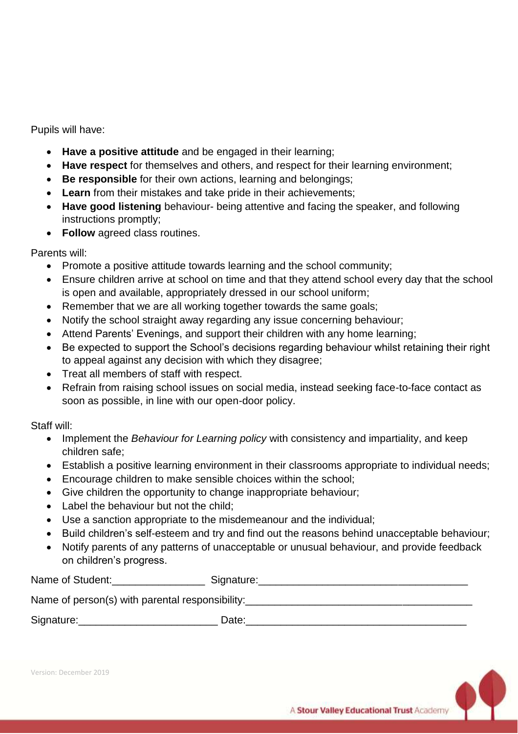Pupils will have:

- **Have a positive attitude** and be engaged in their learning;
- **Have respect** for themselves and others, and respect for their learning environment;
- **Be responsible** for their own actions, learning and belongings;
- **Learn** from their mistakes and take pride in their achievements;
- **Have good listening** behaviour- being attentive and facing the speaker, and following instructions promptly;
- **Follow** agreed class routines.

Parents will:

- Promote a positive attitude towards learning and the school community;
- Ensure children arrive at school on time and that they attend school every day that the school is open and available, appropriately dressed in our school uniform;
- Remember that we are all working together towards the same goals;
- Notify the school straight away regarding any issue concerning behaviour;
- Attend Parents' Evenings, and support their children with any home learning;
- Be expected to support the School's decisions regarding behaviour whilst retaining their right to appeal against any decision with which they disagree;
- Treat all members of staff with respect.
- Refrain from raising school issues on social media, instead seeking face-to-face contact as soon as possible, in line with our open-door policy.

Staff will:

- Implement the *Behaviour for Learning policy* with consistency and impartiality, and keep children safe;
- Establish a positive learning environment in their classrooms appropriate to individual needs;
- Encourage children to make sensible choices within the school;
- Give children the opportunity to change inappropriate behaviour;
- Label the behaviour but not the child;
- Use a sanction appropriate to the misdemeanour and the individual;
- Build children's self-esteem and try and find out the reasons behind unacceptable behaviour;
- Notify parents of any patterns of unacceptable or unusual behaviour, and provide feedback on children's progress.

Name of Student:________________ Signature:___________________________________

Name of person(s) with parental responsibility:_______________________________________

Signature:________________________ Date:______________________________________

Version: December 2019